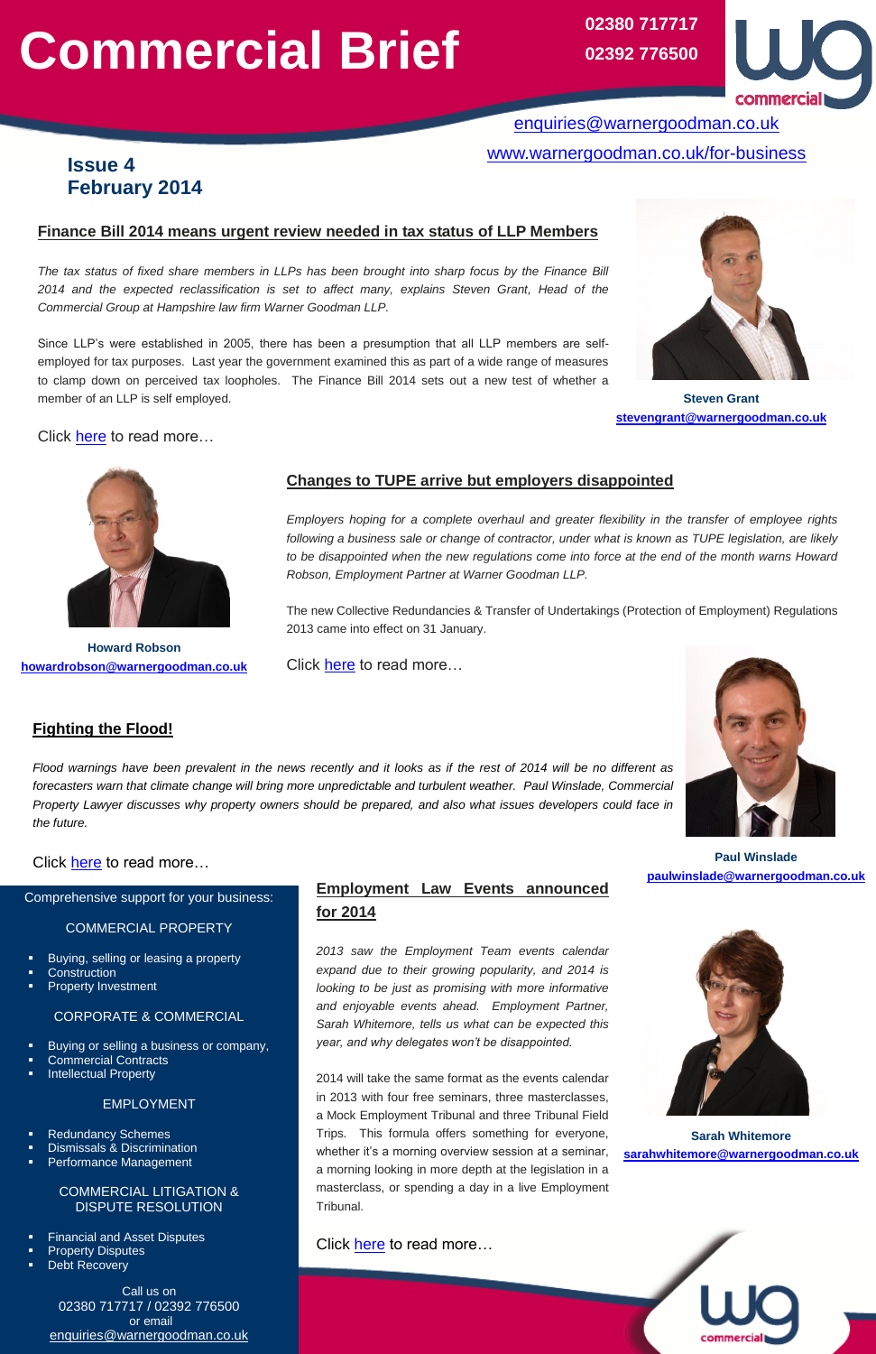# Commercial Brief

02380 717717
02392 776500

enquiries@warnergoodman.co.uk

www.warnergoodman.co.uk/for-business

**Issue 4**
**February 2014**

## Finance Bill 2014 means urgent review needed in tax status of LLP Members

*The tax status of fixed share members in LLPs has been brought into sharp focus by the Finance Bill 2014 and the expected reclassification is set to affect many, explains Steven Grant, Head of the Commercial Group at Hampshire law firm Warner Goodman LLP.*

Since LLP's were established in 2005, there has been a presumption that all LLP members are self-employed for tax purposes. Last year the government examined this as part of a wide range of measures to clamp down on perceived tax loopholes. The Finance Bill 2014 sets out a new test of whether a member of an LLP is self employed.

Click here to read more…

**Steven Grant**
stevengrant@warnergoodman.co.uk

## Changes to TUPE arrive but employers disappointed

*Employers hoping for a complete overhaul and greater flexibility in the transfer of employee rights following a business sale or change of contractor, under what is known as TUPE legislation, are likely to be disappointed when the new regulations come into force at the end of the month warns Howard Robson, Employment Partner at Warner Goodman LLP.*

The new Collective Redundancies & Transfer of Undertakings (Protection of Employment) Regulations 2013 came into effect on 31 January.

Click here to read more…

**Howard Robson**
howardrobson@warnergoodman.co.uk

## Fighting the Flood!

*Flood warnings have been prevalent in the news recently and it looks as if the rest of 2014 will be no different as forecasters warn that climate change will bring more unpredictable and turbulent weather. Paul Winslade, Commercial Property Lawyer discusses why property owners should be prepared, and also what issues developers could face in the future.*

Click here to read more…

**Paul Winslade**
paulwinslade@warnergoodman.co.uk

## Employment Law Events announced for 2014

*2013 saw the Employment Team events calendar expand due to their growing popularity, and 2014 is looking to be just as promising with more informative and enjoyable events ahead. Employment Partner, Sarah Whitemore, tells us what can be expected this year, and why delegates won't be disappointed.*

2014 will take the same format as the events calendar in 2013 with four free seminars, three masterclasses, a Mock Employment Tribunal and three Tribunal Field Trips. This formula offers something for everyone, whether it's a morning overview session at a seminar, a morning looking in more depth at the legislation in a masterclass, or spending a day in a live Employment Tribunal.

Click here to read more…

**Sarah Whitemore**
sarahwhitemore@warnergoodman.co.uk

Comprehensive support for your business:

COMMERCIAL PROPERTY

- Buying, selling or leasing a property
- Construction
- Property Investment

CORPORATE & COMMERCIAL

- Buying or selling a business or company,
- Commercial Contracts
- Intellectual Property

EMPLOYMENT

- Redundancy Schemes
- Dismissals & Discrimination
- Performance Management

COMMERCIAL LITIGATION & DISPUTE RESOLUTION

- Financial and Asset Disputes
- Property Disputes
- Debt Recovery

Call us on
02380 717717 / 02392 776500
or email
enquiries@warnergoodman.co.uk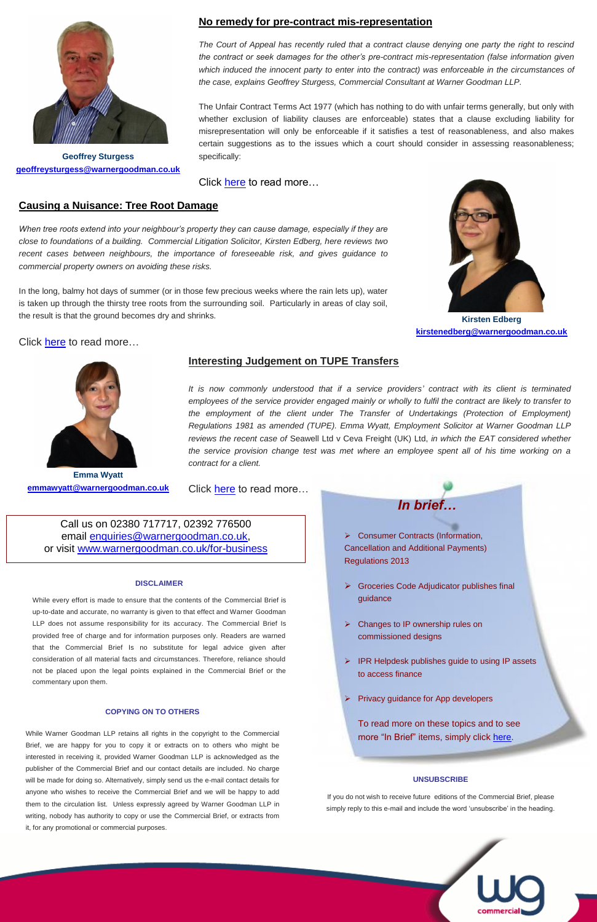## No remedy for pre-contract mis-representation

*The Court of Appeal has recently ruled that a contract clause denying one party the right to rescind the contract or seek damages for the other's pre-contract mis-representation (false information given which induced the innocent party to enter into the contract) was enforceable in the circumstances of the case, explains Geoffrey Sturgess, Commercial Consultant at Warner Goodman LLP.*

The Unfair Contract Terms Act 1977 (which has nothing to do with unfair terms generally, but only with whether exclusion of liability clauses are enforceable) states that a clause excluding liability for misrepresentation will only be enforceable if it satisfies a test of reasonableness, and also makes certain suggestions as to the issues which a court should consider in assessing reasonableness; specifically:

Click here to read more…

**Geoffrey Sturgess**
geoffreysturgess@warnergoodman.co.uk

## Causing a Nuisance: Tree Root Damage

*When tree roots extend into your neighbour's property they can cause damage, especially if they are close to foundations of a building. Commercial Litigation Solicitor, Kirsten Edberg, here reviews two recent cases between neighbours, the importance of foreseeable risk, and gives guidance to commercial property owners on avoiding these risks.*

In the long, balmy hot days of summer (or in those few precious weeks where the rain lets up), water is taken up through the thirsty tree roots from the surrounding soil. Particularly in areas of clay soil, the result is that the ground becomes dry and shrinks.

Click here to read more…

**Kirsten Edberg**
kirstenedberg@warnergoodman.co.uk

## Interesting Judgement on TUPE Transfers

*It is now commonly understood that if a service providers' contract with its client is terminated employees of the service provider engaged mainly or wholly to fulfil the contract are likely to transfer to the employment of the client under The Transfer of Undertakings (Protection of Employment) Regulations 1981 as amended (TUPE). Emma Wyatt, Employment Solicitor at Warner Goodman LLP reviews the recent case of* Seawell Ltd v Ceva Freight (UK) Ltd, *in which the EAT considered whether the service provision change test was met where an employee spent all of his time working on a contract for a client.*

Click here to read more…

**Emma Wyatt**
emmawyatt@warnergoodman.co.uk

Call us on 02380 717717, 02392 776500
email enquiries@warnergoodman.co.uk,
or visit www.warnergoodman.co.uk/for-business

### *In brief…*

- Consumer Contracts (Information, Cancellation and Additional Payments) Regulations 2013
- Groceries Code Adjudicator publishes final guidance
- Changes to IP ownership rules on commissioned designs
- IPR Helpdesk publishes guide to using IP assets to access finance
- Privacy guidance for App developers

To read more on these topics and to see more "In Brief" items, simply click here.

#### DISCLAIMER

While every effort is made to ensure that the contents of the Commercial Brief is up-to-date and accurate, no warranty is given to that effect and Warner Goodman LLP does not assume responsibility for its accuracy. The Commercial Brief Is provided free of charge and for information purposes only. Readers are warned that the Commercial Brief Is no substitute for legal advice given after consideration of all material facts and circumstances. Therefore, reliance should not be placed upon the legal points explained in the Commercial Brief or the commentary upon them.

#### COPYING ON TO OTHERS

While Warner Goodman LLP retains all rights in the copyright to the Commercial Brief, we are happy for you to copy it or extracts on to others who might be interested in receiving it, provided Warner Goodman LLP is acknowledged as the publisher of the Commercial Brief and our contact details are included. No charge will be made for doing so. Alternatively, simply send us the e-mail contact details for anyone who wishes to receive the Commercial Brief and we will be happy to add them to the circulation list. Unless expressly agreed by Warner Goodman LLP in writing, nobody has authority to copy or use the Commercial Brief, or extracts from it, for any promotional or commercial purposes.

#### UNSUBSCRIBE

If you do not wish to receive future editions of the Commercial Brief, please simply reply to this e-mail and include the word 'unsubscribe' in the heading.

wg commercial